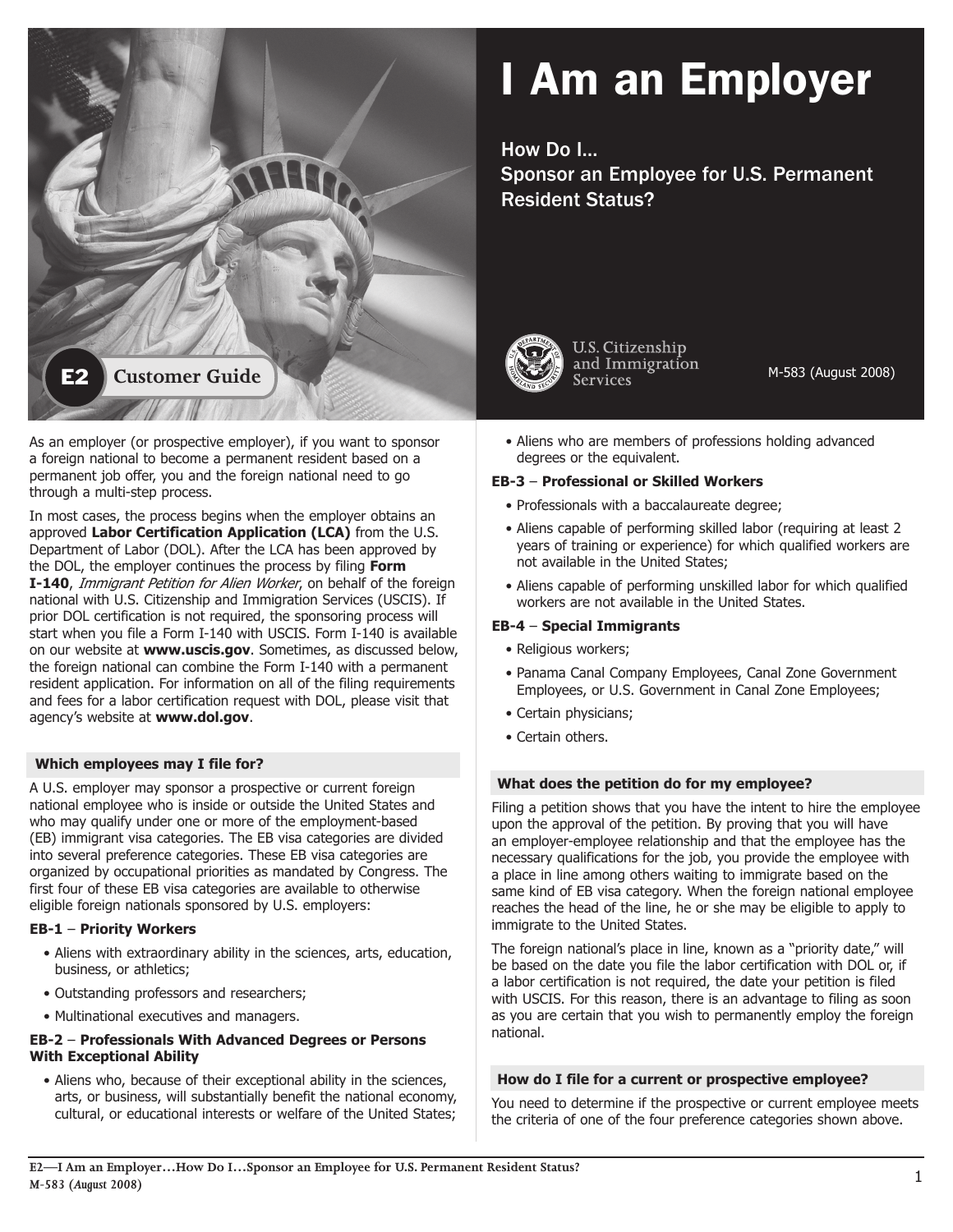# I Am an Employer

## How Do I… Sponsor an Employee for U.S. Permanent Resident Status?

E2 Customer Guide

U.S. Citizenship and Immigration Services

M-583 (August 2008)

As an employer (or prospective employer), if you want to sponsor a foreign national to become a permanent resident based on a permanent job offer, you and the foreign national need to go through a multi-step process.

In most cases, the process begins when the employer obtains an approved **Labor Certification Application (LCA)** from the U.S. Department of Labor (DOL). After the LCA has been approved by the DOL, the employer continues the process by filing **Form I-140**, *Immigrant Petition for Alien Worker*, on behalf of the foreign national with U.S. Citizenship and Immigration Services (USCIS). If prior DOL certification is not required, the sponsoring process will start when you file a Form I-140 with USCIS. Form I-140 is available on our website at **www.uscis.gov**. Sometimes, as discussed below, the foreign national can combine the Form I-140 with a permanent resident application. For information on all of the filing requirements and fees for a labor certification request with DOL, please visit that agency's website at **www.dol.gov**.

### Which employees may I file for?

A U.S. employer may sponsor a prospective or current foreign national employee who is inside or outside the United States and who may qualify under one or more of the employment-based (EB) immigrant visa categories. The EB visa categories are divided into several preference categories. These EB visa categories are organized by occupational priorities as mandated by Congress. The first four of these EB visa categories are available to otherwise eligible foreign nationals sponsored by U.S. employers:

**EB-1** – **Priority Workers**

- Aliens with extraordinary ability in the sciences, arts, education, business, or athletics;
- Outstanding professors and researchers;
- Multinational executives and managers.

**EB-2** – **Professionals With Advanced Degrees or Persons With Exceptional Ability**

- Aliens who, because of their exceptional ability in the sciences, arts, or business, will substantially benefit the national economy, cultural, or educational interests or welfare of the United States;
- Aliens who are members of professions holding advanced degrees or the equivalent.

**EB-3** – **Professional or Skilled Workers**

- Professionals with a baccalaureate degree;
- Aliens capable of performing skilled labor (requiring at least 2 years of training or experience) for which qualified workers are not available in the United States;
- Aliens capable of performing unskilled labor for which qualified workers are not available in the United States.

**EB-4** – **Special Immigrants**

- Religious workers;
- Panama Canal Company Employees, Canal Zone Government Employees, or U.S. Government in Canal Zone Employees;
- Certain physicians;
- Certain others.

### What does the petition do for my employee?

Filing a petition shows that you have the intent to hire the employee upon the approval of the petition. By proving that you will have an employer-employee relationship and that the employee has the necessary qualifications for the job, you provide the employee with a place in line among others waiting to immigrate based on the same kind of EB visa category. When the foreign national employee reaches the head of the line, he or she may be eligible to apply to immigrate to the United States.

The foreign national's place in line, known as a "priority date," will be based on the date you file the labor certification with DOL or, if a labor certification is not required, the date your petition is filed with USCIS. For this reason, there is an advantage to filing as soon as you are certain that you wish to permanently employ the foreign national.

### How do I file for a current or prospective employee?

You need to determine if the prospective or current employee meets the criteria of one of the four preference categories shown above.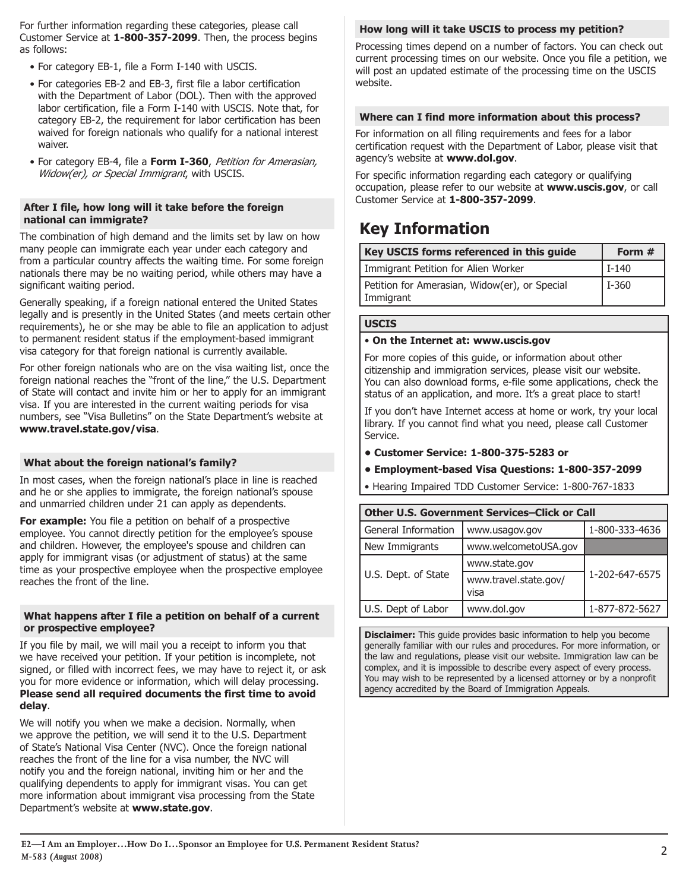For further information regarding these categories, please call Customer Service at **1-800-357-2099**. Then, the process begins as follows:

- For category EB-1, file a Form I-140 with USCIS.
- For categories EB-2 and EB-3, first file a labor certification with the Department of Labor (DOL). Then with the approved labor certification, file a Form I-140 with USCIS. Note that, for category EB-2, the requirement for labor certification has been waived for foreign nationals who qualify for a national interest waiver.
- For category EB-4, file a **Form I-360**, *Petition for Amerasian, Widow(er), or Special Immigrant*, with USCIS.

### After I file, how long will it take before the foreign national can immigrate?

The combination of high demand and the limits set by law on how many people can immigrate each year under each category and from a particular country affects the waiting time. For some foreign nationals there may be no waiting period, while others may have a significant waiting period.

Generally speaking, if a foreign national entered the United States legally and is presently in the United States (and meets certain other requirements), he or she may be able to file an application to adjust to permanent resident status if the employment-based immigrant visa category for that foreign national is currently available.

For other foreign nationals who are on the visa waiting list, once the foreign national reaches the "front of the line," the U.S. Department of State will contact and invite him or her to apply for an immigrant visa. If you are interested in the current waiting periods for visa numbers, see "Visa Bulletins" on the State Department's website at **www.travel.state.gov/visa**.

### What about the foreign national's family?

In most cases, when the foreign national's place in line is reached and he or she applies to immigrate, the foreign national's spouse and unmarried children under 21 can apply as dependents.

**For example:** You file a petition on behalf of a prospective employee. You cannot directly petition for the employee's spouse and children. However, the employee's spouse and children can apply for immigrant visas (or adjustment of status) at the same time as your prospective employee when the prospective employee reaches the front of the line.

### What happens after I file a petition on behalf of a current or prospective employee?

If you file by mail, we will mail you a receipt to inform you that we have received your petition. If your petition is incomplete, not signed, or filled with incorrect fees, we may have to reject it, or ask you for more evidence or information, which will delay processing. **Please send all required documents the first time to avoid delay**.

We will notify you when we make a decision. Normally, when we approve the petition, we will send it to the U.S. Department of State's National Visa Center (NVC). Once the foreign national reaches the front of the line for a visa number, the NVC will notify you and the foreign national, inviting him or her and the qualifying dependents to apply for immigrant visas. You can get more information about immigrant visa processing from the State Department's website at **www.state.gov**.

### How long will it take USCIS to process my petition?

Processing times depend on a number of factors. You can check out current processing times on our website. Once you file a petition, we will post an updated estimate of the processing time on the USCIS website.

### Where can I find more information about this process?

For information on all filing requirements and fees for a labor certification request with the Department of Labor, please visit that agency's website at **www.dol.gov**.

For specific information regarding each category or qualifying occupation, please refer to our website at **www.uscis.gov**, or call Customer Service at **1-800-357-2099**.

## Key Information

| Key USCIS forms referenced in this guide | Form # |
|---|---|
| Immigrant Petition for Alien Worker | I-140 |
| Petition for Amerasian, Widow(er), or Special Immigrant | I-360 |

**USCIS**

- **On the Internet at: www.uscis.gov**

For more copies of this guide, or information about other citizenship and immigration services, please visit our website. You can also download forms, e-file some applications, check the status of an application, and more. It's a great place to start!

If you don't have Internet access at home or work, try your local library. If you cannot find what you need, please call Customer Service.

- **Customer Service: 1-800-375-5283 or**
- **Employment-based Visa Questions: 1-800-357-2099**
- Hearing Impaired TDD Customer Service: 1-800-767-1833

| Other U.S. Government Services–Click or Call | | |
|---|---|---|
| General Information | www.usagov.gov | 1-800-333-4636 |
| New Immigrants | www.welcometoUSA.gov | |
| U.S. Dept. of State | www.state.gov | 1-202-647-6575 |
| | www.travel.state.gov/visa | |
| U.S. Dept of Labor | www.dol.gov | 1-877-872-5627 |

**Disclaimer:** This guide provides basic information to help you become generally familiar with our rules and procedures. For more information, or the law and regulations, please visit our website. Immigration law can be complex, and it is impossible to describe every aspect of every process. You may wish to be represented by a licensed attorney or by a nonprofit agency accredited by the Board of Immigration Appeals.